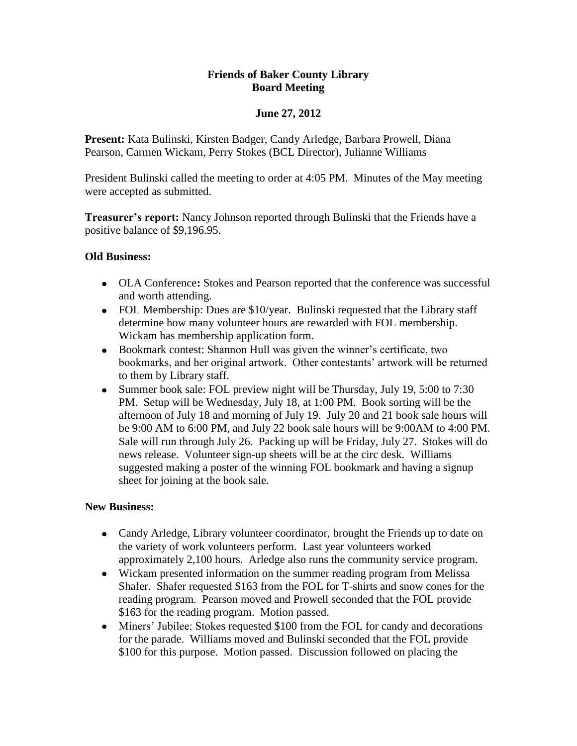# Friends of Baker County Library
## Board Meeting

### June 27, 2012

**Present:** Kata Bulinski, Kirsten Badger, Candy Arledge, Barbara Prowell, Diana Pearson, Carmen Wickam, Perry Stokes (BCL Director), Julianne Williams

President Bulinski called the meeting to order at 4:05 PM. Minutes of the May meeting were accepted as submitted.

**Treasurer's report:** Nancy Johnson reported through Bulinski that the Friends have a positive balance of $9,196.95.

**Old Business:**

- OLA Conference**:** Stokes and Pearson reported that the conference was successful and worth attending.
- FOL Membership: Dues are $10/year. Bulinski requested that the Library staff determine how many volunteer hours are rewarded with FOL membership. Wickam has membership application form.
- Bookmark contest: Shannon Hull was given the winner's certificate, two bookmarks, and her original artwork. Other contestants' artwork will be returned to them by Library staff.
- Summer book sale: FOL preview night will be Thursday, July 19, 5:00 to 7:30 PM. Setup will be Wednesday, July 18, at 1:00 PM. Book sorting will be the afternoon of July 18 and morning of July 19. July 20 and 21 book sale hours will be 9:00 AM to 6:00 PM, and July 22 book sale hours will be 9:00AM to 4:00 PM. Sale will run through July 26. Packing up will be Friday, July 27. Stokes will do news release. Volunteer sign-up sheets will be at the circ desk. Williams suggested making a poster of the winning FOL bookmark and having a signup sheet for joining at the book sale.

**New Business:**

- Candy Arledge, Library volunteer coordinator, brought the Friends up to date on the variety of work volunteers perform. Last year volunteers worked approximately 2,100 hours. Arledge also runs the community service program.
- Wickam presented information on the summer reading program from Melissa Shafer. Shafer requested $163 from the FOL for T-shirts and snow cones for the reading program. Pearson moved and Prowell seconded that the FOL provide $163 for the reading program. Motion passed.
- Miners' Jubilee: Stokes requested $100 from the FOL for candy and decorations for the parade. Williams moved and Bulinski seconded that the FOL provide $100 for this purpose. Motion passed. Discussion followed on placing the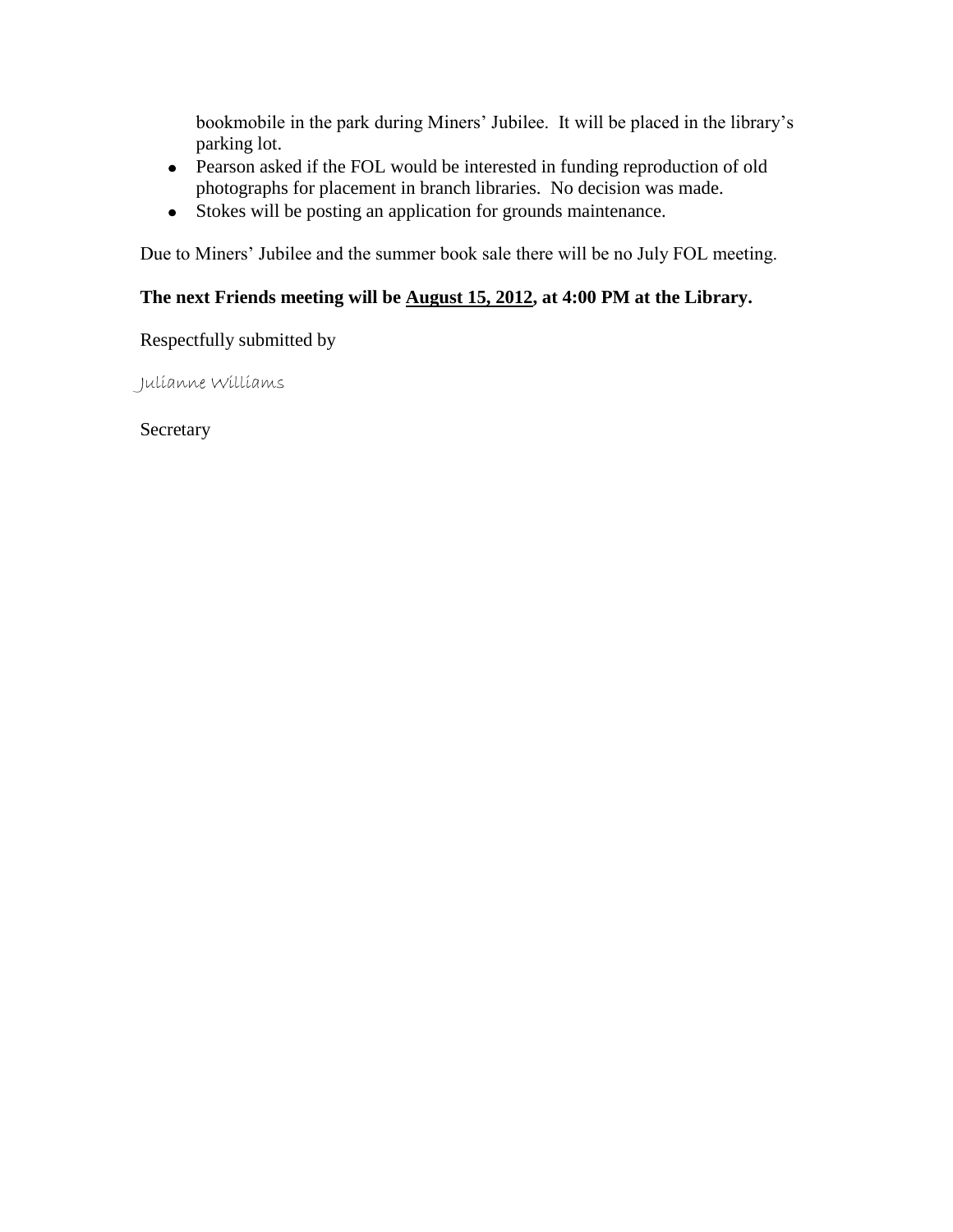bookmobile in the park during Miners' Jubilee. It will be placed in the library's parking lot.

- Pearson asked if the FOL would be interested in funding reproduction of old photographs for placement in branch libraries. No decision was made.
- Stokes will be posting an application for grounds maintenance.

Due to Miners' Jubilee and the summer book sale there will be no July FOL meeting.

**The next Friends meeting will be <u>August 15, 2012</u>, at 4:00 PM at the Library.**

Respectfully submitted by

*Julianne Williams*

Secretary